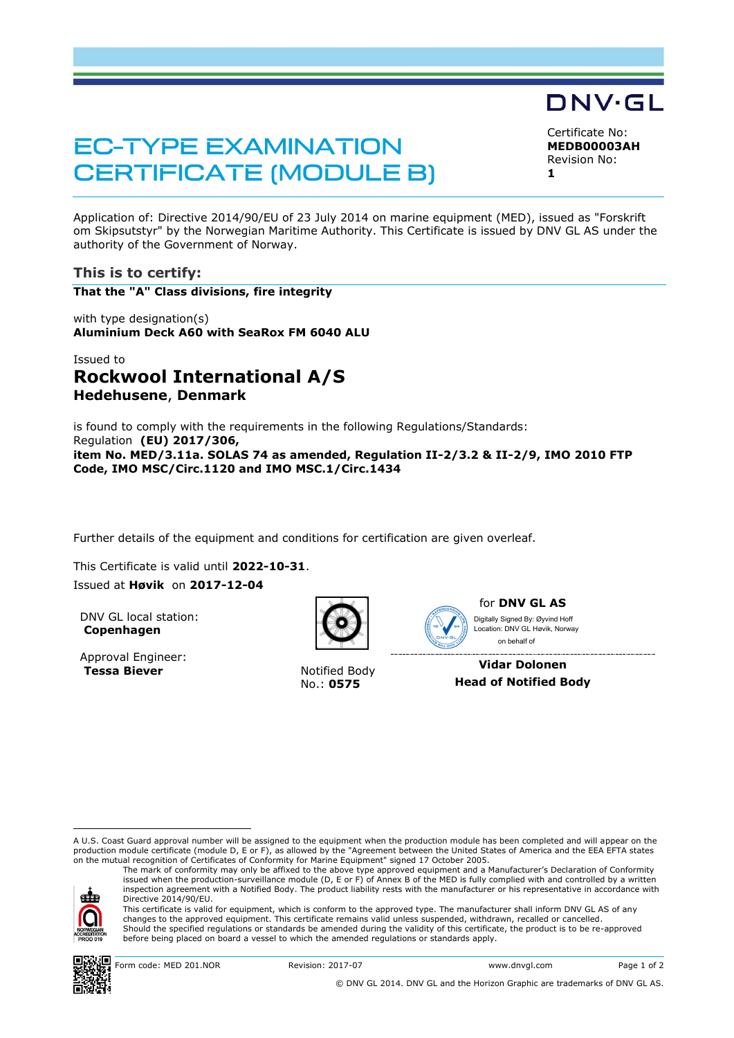DNV·GL

# EC-TYPE EXAMINATION CERTIFICATE (MODULE B)

Certificate No:
**MEDB00003AH**
Revision No:
**1**

Application of: Directive 2014/90/EU of 23 July 2014 on marine equipment (MED), issued as "Forskrift om Skipsutstyr" by the Norwegian Maritime Authority. This Certificate is issued by DNV GL AS under the authority of the Government of Norway.

## This is to certify:

**That the "A" Class divisions, fire integrity**

with type designation(s)
**Aluminium Deck A60 with SeaRox FM 6040 ALU**

Issued to

## Rockwool International A/S

**Hedehusene**, **Denmark**

is found to comply with the requirements in the following Regulations/Standards:
Regulation **(EU) 2017/306,**
**item No. MED/3.11a. SOLAS 74 as amended, Regulation II-2/3.2 & II-2/9, IMO 2010 FTP Code, IMO MSC/Circ.1120 and IMO MSC.1/Circ.1434**

Further details of the equipment and conditions for certification are given overleaf.

This Certificate is valid until **2022-10-31**.
Issued at **Høvik** on **2017-12-04**

DNV GL local station:
**Copenhagen**

Approval Engineer:
**Tessa Biever**

Notified Body No.: **0575**

for **DNV GL AS**
Digitally Signed By: Øyvind Hoff
Location: DNV GL Høvik, Norway
on behalf of

**Vidar Dolonen**
**Head of Notified Body**

---

A U.S. Coast Guard approval number will be assigned to the equipment when the production module has been completed and will appear on the production module certificate (module D, E or F), as allowed by the "Agreement between the United States of America and the EEA EFTA states on the mutual recognition of Certificates of Conformity for Marine Equipment" signed 17 October 2005.

The mark of conformity may only be affixed to the above type approved equipment and a Manufacturer's Declaration of Conformity issued when the production-surveillance module (D, E or F) of Annex B of the MED is fully complied with and controlled by a written inspection agreement with a Notified Body. The product liability rests with the manufacturer or his representative in accordance with Directive 2014/90/EU.

This certificate is valid for equipment, which is conform to the approved type. The manufacturer shall inform DNV GL AS of any changes to the approved equipment. This certificate remains valid unless suspended, withdrawn, recalled or cancelled.

Should the specified regulations or standards be amended during the validity of this certificate, the product is to be re-approved before being placed on board a vessel to which the amended regulations or standards apply.

Form code: MED 201.NOR | Revision: 2017-07 | www.dnvgl.com

© DNV GL 2014. DNV GL and the Horizon Graphic are trademarks of DNV GL AS.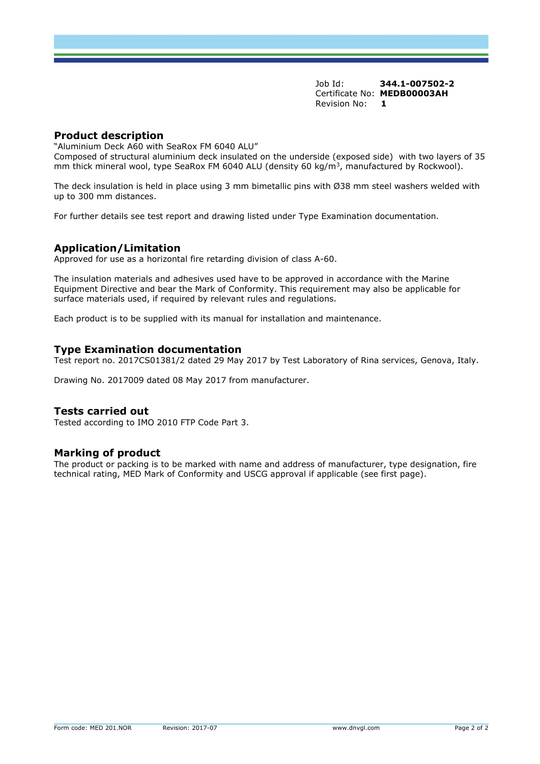Job Id: **344.1-007502-2**
Certificate No: **MEDB00003AH**
Revision No: **1**

## Product description

"Aluminium Deck A60 with SeaRox FM 6040 ALU"
Composed of structural aluminium deck insulated on the underside (exposed side) with two layers of 35 mm thick mineral wool, type SeaRox FM 6040 ALU (density 60 kg/$m^3$, manufactured by Rockwool).

The deck insulation is held in place using 3 mm bimetallic pins with Ø38 mm steel washers welded with up to 300 mm distances.

For further details see test report and drawing listed under Type Examination documentation.

## Application/Limitation

Approved for use as a horizontal fire retarding division of class A-60.

The insulation materials and adhesives used have to be approved in accordance with the Marine Equipment Directive and bear the Mark of Conformity. This requirement may also be applicable for surface materials used, if required by relevant rules and regulations.

Each product is to be supplied with its manual for installation and maintenance.

## Type Examination documentation

Test report no. 2017CS01381/2 dated 29 May 2017 by Test Laboratory of Rina services, Genova, Italy.

Drawing No. 2017009 dated 08 May 2017 from manufacturer.

## Tests carried out

Tested according to IMO 2010 FTP Code Part 3.

## Marking of product

The product or packing is to be marked with name and address of manufacturer, type designation, fire technical rating, MED Mark of Conformity and USCG approval if applicable (see first page).